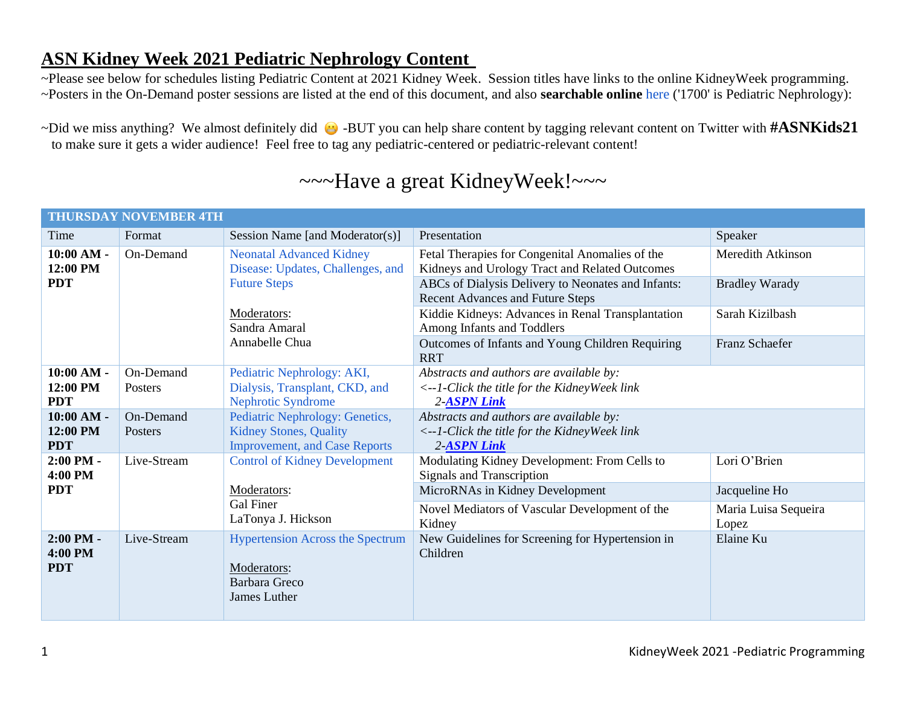# ASN Kidney Week 2021 Pediatric Nephrology Content

~Please see below for schedules listing Pediatric Content at 2021 Kidney Week. Session titles have links to the online KidneyWeek programming.
~Posters in the On-Demand poster sessions are listed at the end of this document, and also **searchable online** here ('1700' is Pediatric Nephrology):

~Did we miss anything? We almost definitely did 😬 -BUT you can help share content by tagging relevant content on Twitter with **#ASNKids21** to make sure it gets a wider audience! Feel free to tag any pediatric-centered or pediatric-relevant content!

## ~~~Have a great KidneyWeek!~~~

| THURSDAY NOVEMBER 4TH | | | | |
|---|---|---|---|---|
| Time | Format | Session Name [and Moderator(s)] | Presentation | Speaker |
| **10:00 AM - 12:00 PM PDT** | On-Demand | Neonatal Advanced Kidney Disease: Updates, Challenges, and Future Steps<br><br><u>Moderators</u>:<br>Sandra Amaral<br>Annabelle Chua | Fetal Therapies for Congenital Anomalies of the Kidneys and Urology Tract and Related Outcomes | Meredith Atkinson |
| | | | ABCs of Dialysis Delivery to Neonates and Infants: Recent Advances and Future Steps | Bradley Warady |
| | | | Kiddie Kidneys: Advances in Renal Transplantation Among Infants and Toddlers | Sarah Kizilbash |
| | | | Outcomes of Infants and Young Children Requiring RRT | Franz Schaefer |
| **10:00 AM - 12:00 PM PDT** | On-Demand Posters | Pediatric Nephrology: AKI, Dialysis, Transplant, CKD, and Nephrotic Syndrome | *Abstracts and authors are available by:*<br>*<--1-Click the title for the KidneyWeek link*<br>*2-**ASPN Link*** | |
| **10:00 AM - 12:00 PM PDT** | On-Demand Posters | Pediatric Nephrology: Genetics, Kidney Stones, Quality Improvement, and Case Reports | *Abstracts and authors are available by:*<br>*<--1-Click the title for the KidneyWeek link*<br>*2-**ASPN Link*** | |
| **2:00 PM - 4:00 PM PDT** | Live-Stream | Control of Kidney Development<br><br><u>Moderators</u>:<br>Gal Finer<br>LaTonya J. Hickson | Modulating Kidney Development: From Cells to Signals and Transcription | Lori O'Brien |
| | | | MicroRNAs in Kidney Development | Jacqueline Ho |
| | | | Novel Mediators of Vascular Development of the Kidney | Maria Luisa Sequeira Lopez |
| **2:00 PM - 4:00 PM PDT** | Live-Stream | Hypertension Across the Spectrum<br><br><u>Moderators</u>:<br>Barbara Greco<br>James Luther | New Guidelines for Screening for Hypertension in Children | Elaine Ku |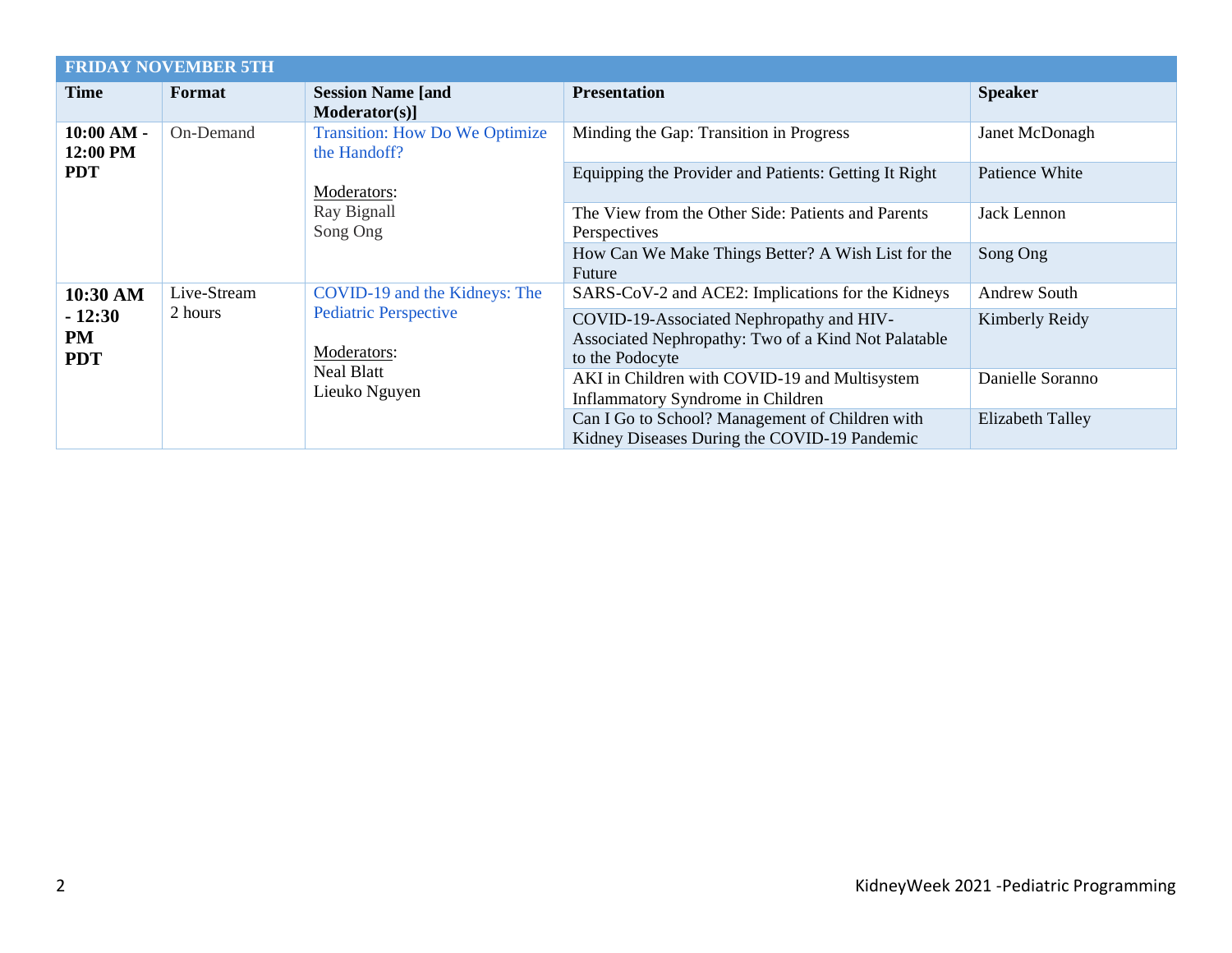| FRIDAY NOVEMBER 5TH | | | | |
|---|---|---|---|---|
| **Time** | **Format** | **Session Name [and Moderator(s)]** | **Presentation** | **Speaker** |
| **10:00 AM - 12:00 PM PDT** | On-Demand | Transition: How Do We Optimize the Handoff?<br><br>Moderators:<br>Ray Bignall<br>Song Ong | Minding the Gap: Transition in Progress | Janet McDonagh |
| | | | Equipping the Provider and Patients: Getting It Right | Patience White |
| | | | The View from the Other Side: Patients and Parents Perspectives | Jack Lennon |
| | | | How Can We Make Things Better? A Wish List for the Future | Song Ong |
| **10:30 AM - 12:30 PM PDT** | Live-Stream 2 hours | COVID-19 and the Kidneys: The Pediatric Perspective<br><br>Moderators:<br>Neal Blatt<br>Lieuko Nguyen | SARS-CoV-2 and ACE2: Implications for the Kidneys | Andrew South |
| | | | COVID-19-Associated Nephropathy and HIV-Associated Nephropathy: Two of a Kind Not Palatable to the Podocyte | Kimberly Reidy |
| | | | AKI in Children with COVID-19 and Multisystem Inflammatory Syndrome in Children | Danielle Soranno |
| | | | Can I Go to School? Management of Children with Kidney Diseases During the COVID-19 Pandemic | Elizabeth Talley |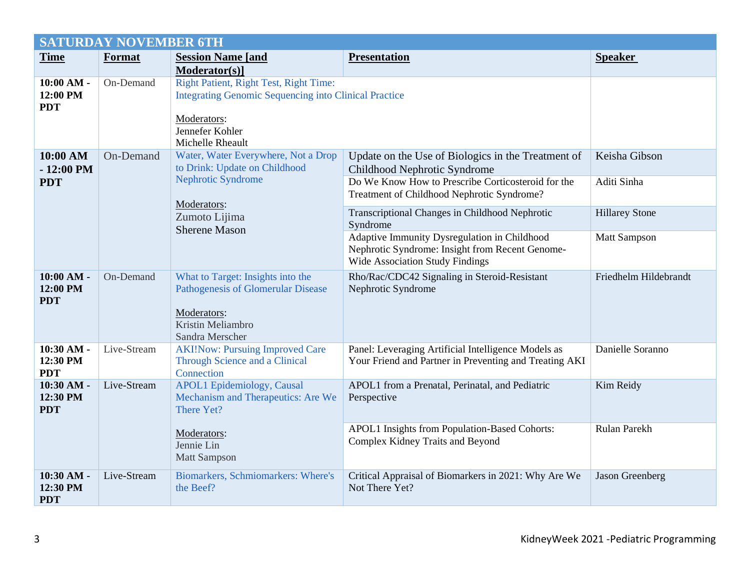| SATURDAY NOVEMBER 6TH | | | | |
|---|---|---|---|---|
| **Time** | **Format** | **Session Name [and Moderator(s)]** | **Presentation** | **Speaker** |
| **10:00 AM - 12:00 PM PDT** | On-Demand | Right Patient, Right Test, Right Time: Integrating Genomic Sequencing into Clinical Practice<br><br>Moderators:<br>Jennefer Kohler<br>Michelle Rheault | | |
| **10:00 AM - 12:00 PM PDT** | On-Demand | Water, Water Everywhere, Not a Drop to Drink: Update on Childhood Nephrotic Syndrome<br><br>Moderators:<br>Zumoto Lijima<br>Sherene Mason | Update on the Use of Biologics in the Treatment of Childhood Nephrotic Syndrome | Keisha Gibson |
| | | | Do We Know How to Prescribe Corticosteroid for the Treatment of Childhood Nephrotic Syndrome? | Aditi Sinha |
| | | | Transcriptional Changes in Childhood Nephrotic Syndrome | Hillarey Stone |
| | | | Adaptive Immunity Dysregulation in Childhood Nephrotic Syndrome: Insight from Recent Genome-Wide Association Study Findings | Matt Sampson |
| **10:00 AM - 12:00 PM PDT** | On-Demand | What to Target: Insights into the Pathogenesis of Glomerular Disease<br><br>Moderators:<br>Kristin Meliambro<br>Sandra Merscher | Rho/Rac/CDC42 Signaling in Steroid-Resistant Nephrotic Syndrome | Friedhelm Hildebrandt |
| **10:30 AM - 12:30 PM PDT** | Live-Stream | AKI!Now: Pursuing Improved Care Through Science and a Clinical Connection | Panel: Leveraging Artificial Intelligence Models as Your Friend and Partner in Preventing and Treating AKI | Danielle Soranno |
| **10:30 AM - 12:30 PM PDT** | Live-Stream | APOL1 Epidemiology, Causal Mechanism and Therapeutics: Are We There Yet?<br><br>Moderators:<br>Jennie Lin<br>Matt Sampson | APOL1 from a Prenatal, Perinatal, and Pediatric Perspective | Kim Reidy |
| | | | APOL1 Insights from Population-Based Cohorts: Complex Kidney Traits and Beyond | Rulan Parekh |
| **10:30 AM - 12:30 PM PDT** | Live-Stream | Biomarkers, Schmiomarkers: Where's the Beef? | Critical Appraisal of Biomarkers in 2021: Why Are We Not There Yet? | Jason Greenberg |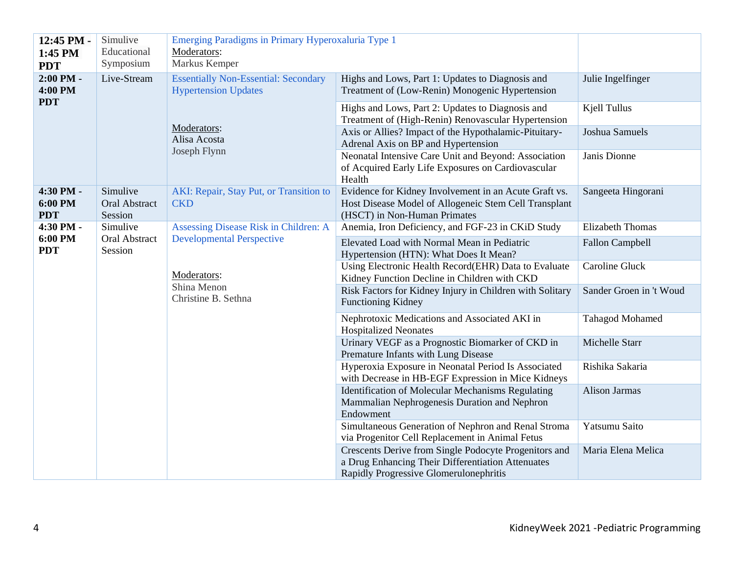| | | | | |
|---|---|---|---|---|
| **12:45 PM - 1:45 PM PDT** | Simulive Educational Symposium | Emerging Paradigms in Primary Hyperoxaluria Type 1<br>Moderators:<br>Markus Kemper | | |
| **2:00 PM - 4:00 PM PDT** | Live-Stream | Essentially Non-Essential: Secondary Hypertension Updates<br><br>Moderators:<br>Alisa Acosta<br>Joseph Flynn | Highs and Lows, Part 1: Updates to Diagnosis and Treatment of (Low-Renin) Monogenic Hypertension | Julie Ingelfinger |
| | | | Highs and Lows, Part 2: Updates to Diagnosis and Treatment of (High-Renin) Renovascular Hypertension | Kjell Tullus |
| | | | Axis or Allies? Impact of the Hypothalamic-Pituitary-Adrenal Axis on BP and Hypertension | Joshua Samuels |
| | | | Neonatal Intensive Care Unit and Beyond: Association of Acquired Early Life Exposures on Cardiovascular Health | Janis Dionne |
| **4:30 PM - 6:00 PM PDT** | Simulive Oral Abstract Session | AKI: Repair, Stay Put, or Transition to CKD | Evidence for Kidney Involvement in an Acute Graft vs. Host Disease Model of Allogeneic Stem Cell Transplant (HSCT) in Non-Human Primates | Sangeeta Hingorani |
| **4:30 PM - 6:00 PM PDT** | Simulive Oral Abstract Session | Assessing Disease Risk in Children: A Developmental Perspective<br><br>Moderators:<br>Shina Menon<br>Christine B. Sethna | Anemia, Iron Deficiency, and FGF-23 in CKiD Study | Elizabeth Thomas |
| | | | Elevated Load with Normal Mean in Pediatric Hypertension (HTN): What Does It Mean? | Fallon Campbell |
| | | | Using Electronic Health Record(EHR) Data to Evaluate Kidney Function Decline in Children with CKD | Caroline Gluck |
| | | | Risk Factors for Kidney Injury in Children with Solitary Functioning Kidney | Sander Groen in 't Woud |
| | | | Nephrotoxic Medications and Associated AKI in Hospitalized Neonates | Tahagod Mohamed |
| | | | Urinary VEGF as a Prognostic Biomarker of CKD in Premature Infants with Lung Disease | Michelle Starr |
| | | | Hyperoxia Exposure in Neonatal Period Is Associated with Decrease in HB-EGF Expression in Mice Kidneys | Rishika Sakaria |
| | | | Identification of Molecular Mechanisms Regulating Mammalian Nephrogenesis Duration and Nephron Endowment | Alison Jarmas |
| | | | Simultaneous Generation of Nephron and Renal Stroma via Progenitor Cell Replacement in Animal Fetus | Yatsumu Saito |
| | | | Crescents Derive from Single Podocyte Progenitors and a Drug Enhancing Their Differentiation Attenuates Rapidly Progressive Glomerulonephritis | Maria Elena Melica |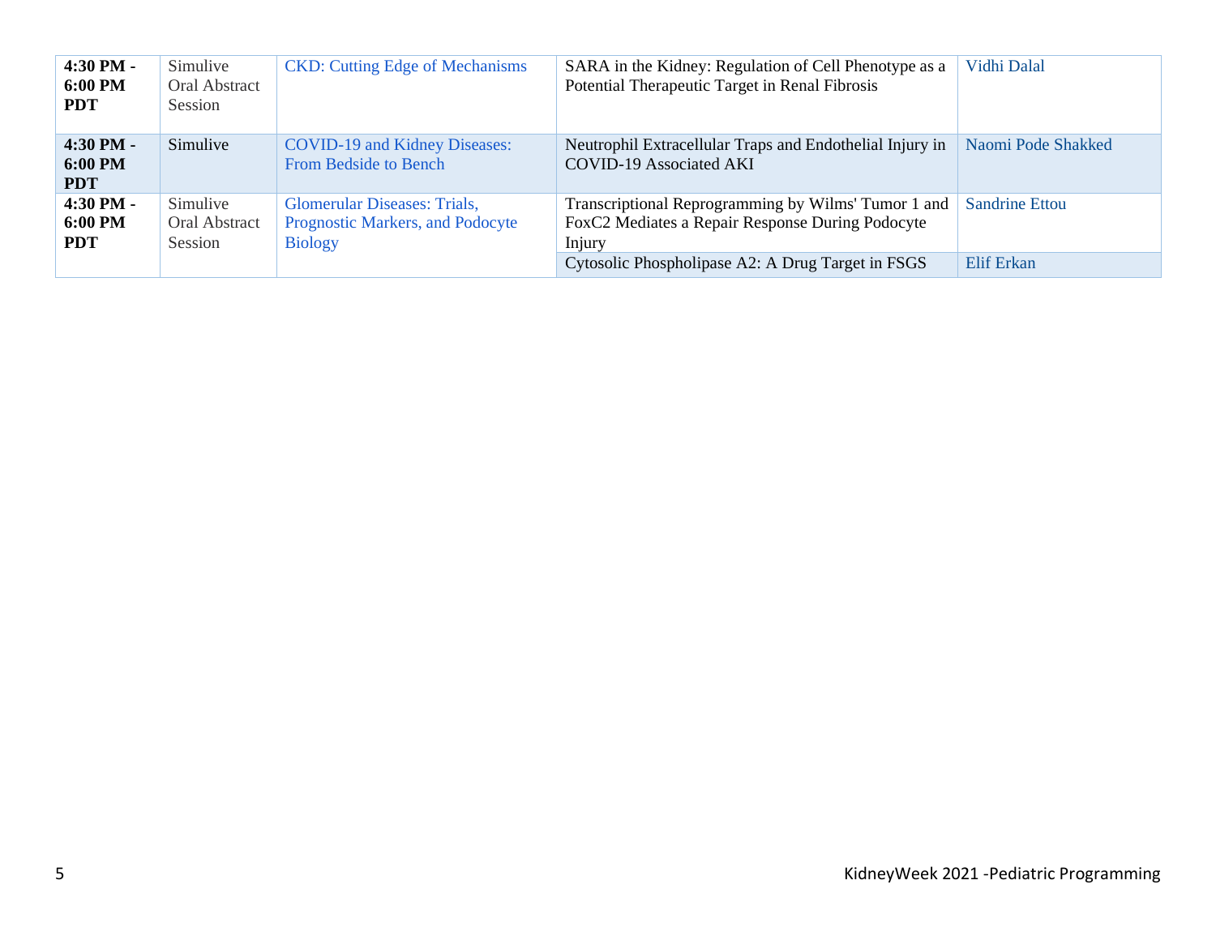| | | | | |
|---|---|---|---|---|
| **4:30 PM - 6:00 PM PDT** | Simulive Oral Abstract Session | CKD: Cutting Edge of Mechanisms | SARA in the Kidney: Regulation of Cell Phenotype as a Potential Therapeutic Target in Renal Fibrosis | Vidhi Dalal |
| **4:30 PM - 6:00 PM PDT** | Simulive | COVID-19 and Kidney Diseases: From Bedside to Bench | Neutrophil Extracellular Traps and Endothelial Injury in COVID-19 Associated AKI | Naomi Pode Shakked |
| **4:30 PM - 6:00 PM PDT** | Simulive Oral Abstract Session | Glomerular Diseases: Trials, Prognostic Markers, and Podocyte Biology | Transcriptional Reprogramming by Wilms' Tumor 1 and FoxC2 Mediates a Repair Response During Podocyte Injury | Sandrine Ettou |
| | | | Cytosolic Phospholipase A2: A Drug Target in FSGS | Elif Erkan |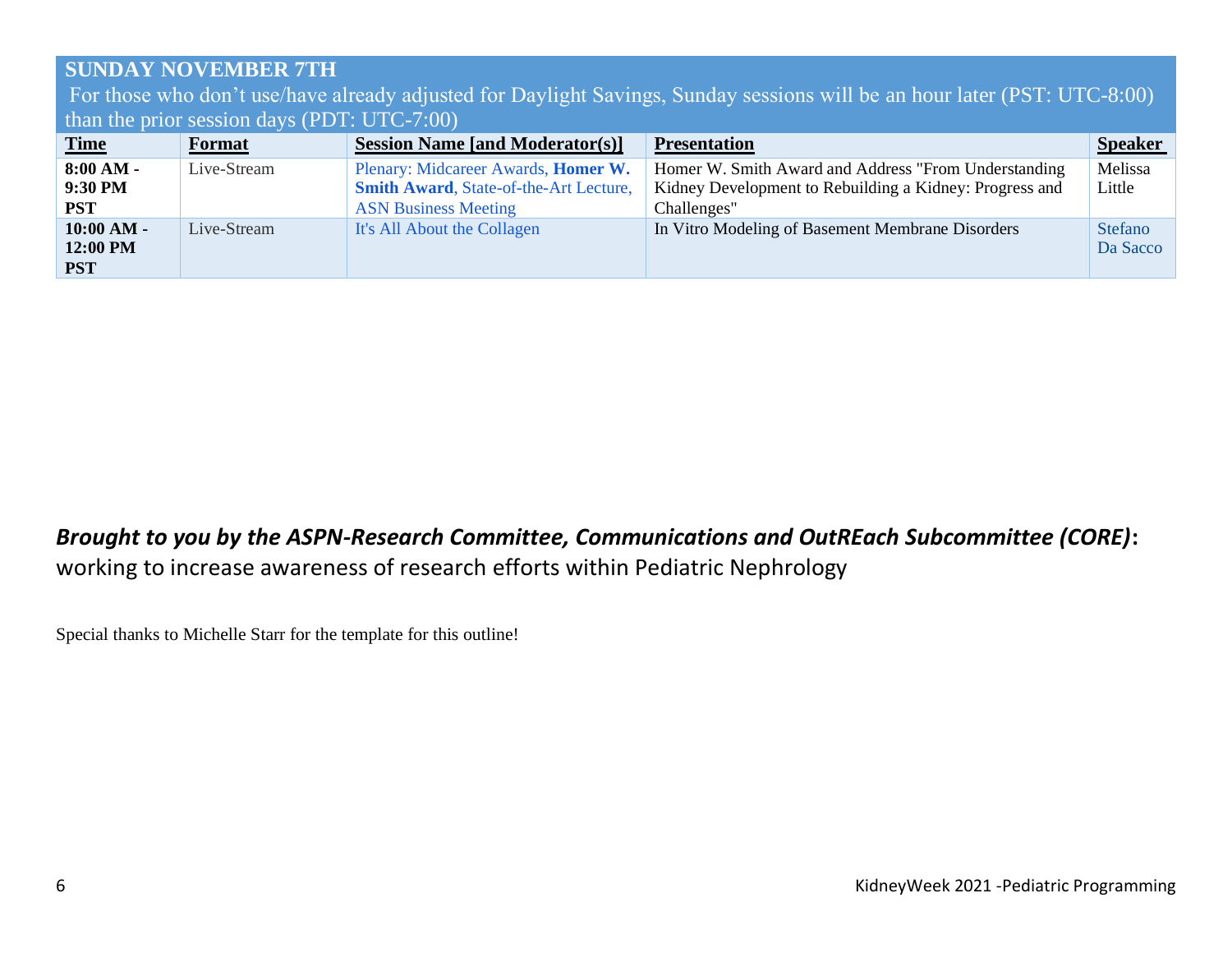## SUNDAY NOVEMBER 7TH

For those who don't use/have already adjusted for Daylight Savings, Sunday sessions will be an hour later (PST: UTC-8:00) than the prior session days (PDT: UTC-7:00)

| Time | Format | Session Name [and Moderator(s)] | Presentation | Speaker |
|---|---|---|---|---|
| **8:00 AM - 9:30 PM PST** | Live-Stream | Plenary: Midcareer Awards, **Homer W. Smith Award**, State-of-the-Art Lecture, ASN Business Meeting | Homer W. Smith Award and Address "From Understanding Kidney Development to Rebuilding a Kidney: Progress and Challenges" | Melissa Little |
| **10:00 AM - 12:00 PM PST** | Live-Stream | It's All About the Collagen | In Vitro Modeling of Basement Membrane Disorders | Stefano Da Sacco |

***Brought to you by the ASPN-Research Committee, Communications and OutREach Subcommittee (CORE)*:** working to increase awareness of research efforts within Pediatric Nephrology

Special thanks to Michelle Starr for the template for this outline!